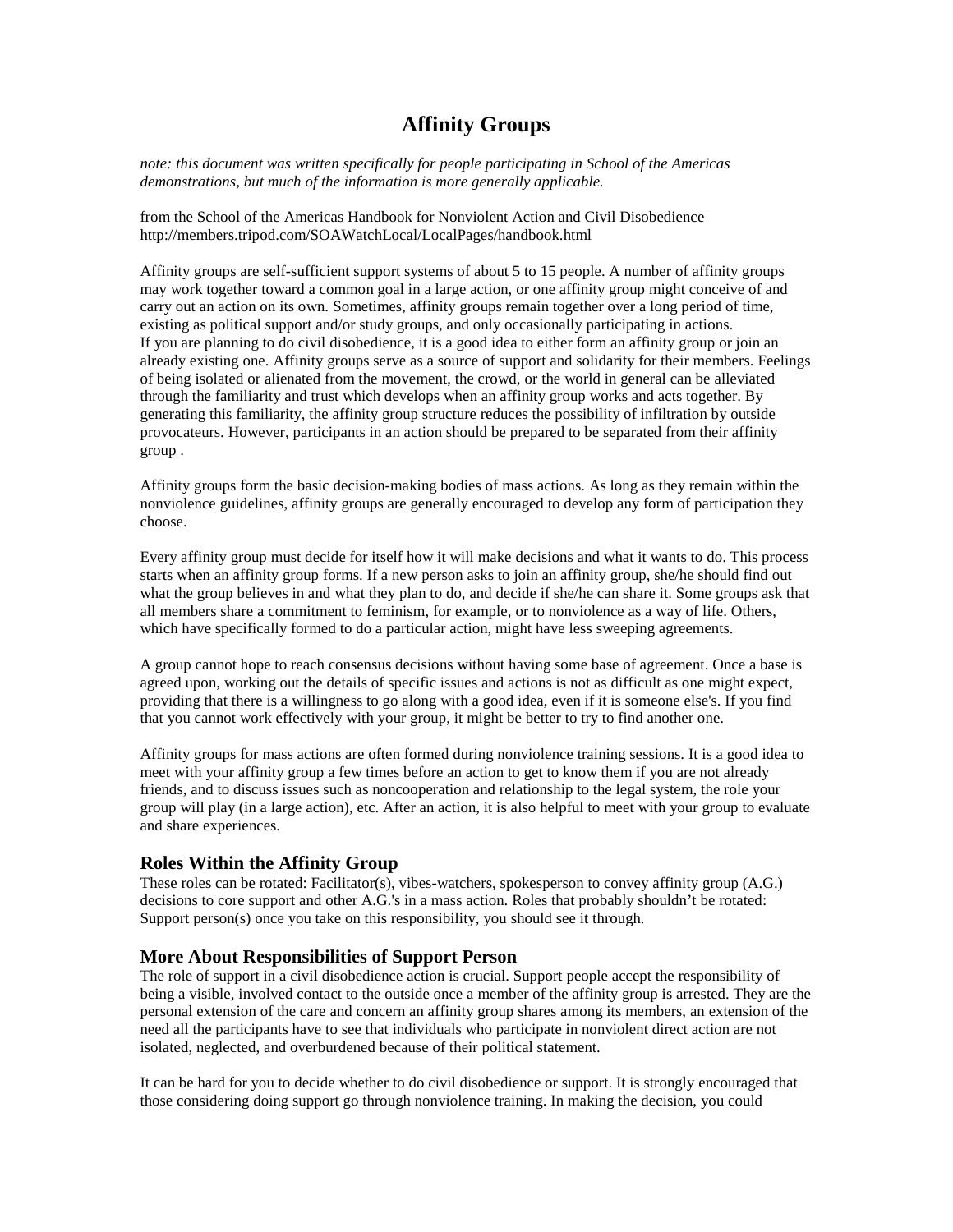# Affinity Groups

*note: this document was written specifically for people participating in School of the Americas demonstrations, but much of the information is more generally applicable.*

from the School of the Americas Handbook for Nonviolent Action and Civil Disobedience http://members.tripod.com/SOAWatchLocal/LocalPages/handbook.html

Affinity groups are self-sufficient support systems of about 5 to 15 people. A number of affinity groups may work together toward a common goal in a large action, or one affinity group might conceive of and carry out an action on its own. Sometimes, affinity groups remain together over a long period of time, existing as political support and/or study groups, and only occasionally participating in actions.
If you are planning to do civil disobedience, it is a good idea to either form an affinity group or join an already existing one. Affinity groups serve as a source of support and solidarity for their members. Feelings of being isolated or alienated from the movement, the crowd, or the world in general can be alleviated through the familiarity and trust which develops when an affinity group works and acts together. By generating this familiarity, the affinity group structure reduces the possibility of infiltration by outside provocateurs. However, participants in an action should be prepared to be separated from their affinity group .

Affinity groups form the basic decision-making bodies of mass actions. As long as they remain within the nonviolence guidelines, affinity groups are generally encouraged to develop any form of participation they choose.

Every affinity group must decide for itself how it will make decisions and what it wants to do. This process starts when an affinity group forms. If a new person asks to join an affinity group, she/he should find out what the group believes in and what they plan to do, and decide if she/he can share it. Some groups ask that all members share a commitment to feminism, for example, or to nonviolence as a way of life. Others, which have specifically formed to do a particular action, might have less sweeping agreements.

A group cannot hope to reach consensus decisions without having some base of agreement. Once a base is agreed upon, working out the details of specific issues and actions is not as difficult as one might expect, providing that there is a willingness to go along with a good idea, even if it is someone else's. If you find that you cannot work effectively with your group, it might be better to try to find another one.

Affinity groups for mass actions are often formed during nonviolence training sessions. It is a good idea to meet with your affinity group a few times before an action to get to know them if you are not already friends, and to discuss issues such as noncooperation and relationship to the legal system, the role your group will play (in a large action), etc. After an action, it is also helpful to meet with your group to evaluate and share experiences.

## Roles Within the Affinity Group

These roles can be rotated: Facilitator(s), vibes-watchers, spokesperson to convey affinity group (A.G.) decisions to core support and other A.G.'s in a mass action. Roles that probably shouldn't be rotated: Support person(s) once you take on this responsibility, you should see it through.

## More About Responsibilities of Support Person

The role of support in a civil disobedience action is crucial. Support people accept the responsibility of being a visible, involved contact to the outside once a member of the affinity group is arrested. They are the personal extension of the care and concern an affinity group shares among its members, an extension of the need all the participants have to see that individuals who participate in nonviolent direct action are not isolated, neglected, and overburdened because of their political statement.

It can be hard for you to decide whether to do civil disobedience or support. It is strongly encouraged that those considering doing support go through nonviolence training. In making the decision, you could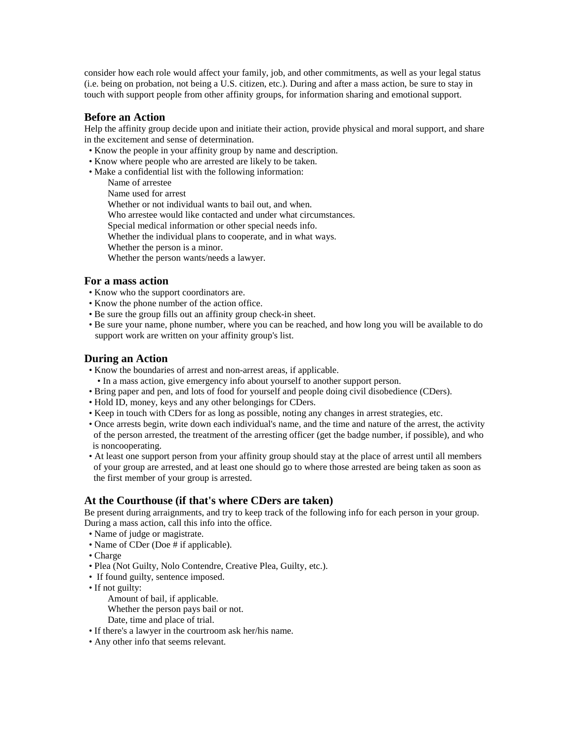consider how each role would affect your family, job, and other commitments, as well as your legal status (i.e. being on probation, not being a U.S. citizen, etc.). During and after a mass action, be sure to stay in touch with support people from other affinity groups, for information sharing and emotional support.

### Before an Action

Help the affinity group decide upon and initiate their action, provide physical and moral support, and share in the excitement and sense of determination.

- Know the people in your affinity group by name and description.
- Know where people who are arrested are likely to be taken.
- Make a confidential list with the following information:
  - Name of arrestee
  - Name used for arrest
  - Whether or not individual wants to bail out, and when.
  - Who arrestee would like contacted and under what circumstances.
  - Special medical information or other special needs info.
  - Whether the individual plans to cooperate, and in what ways.
  - Whether the person is a minor.
  - Whether the person wants/needs a lawyer.

### For a mass action

- Know who the support coordinators are.
- Know the phone number of the action office.
- Be sure the group fills out an affinity group check-in sheet.
- Be sure your name, phone number, where you can be reached, and how long you will be available to do support work are written on your affinity group's list.

### During an Action

- Know the boundaries of arrest and non-arrest areas, if applicable.
  - In a mass action, give emergency info about yourself to another support person.
- Bring paper and pen, and lots of food for yourself and people doing civil disobedience (CDers).
- Hold ID, money, keys and any other belongings for CDers.
- Keep in touch with CDers for as long as possible, noting any changes in arrest strategies, etc.
- Once arrests begin, write down each individual's name, and the time and nature of the arrest, the activity of the person arrested, the treatment of the arresting officer (get the badge number, if possible), and who is noncooperating.
- At least one support person from your affinity group should stay at the place of arrest until all members of your group are arrested, and at least one should go to where those arrested are being taken as soon as the first member of your group is arrested.

### At the Courthouse (if that's where CDers are taken)

Be present during arraignments, and try to keep track of the following info for each person in your group. During a mass action, call this info into the office.

- Name of judge or magistrate.
- Name of CDer (Doe # if applicable).
- Charge
- Plea (Not Guilty, Nolo Contendre, Creative Plea, Guilty, etc.).
- If found guilty, sentence imposed.
- If not guilty:
  - Amount of bail, if applicable.
  - Whether the person pays bail or not.
  - Date, time and place of trial.
- If there's a lawyer in the courtroom ask her/his name.
- Any other info that seems relevant.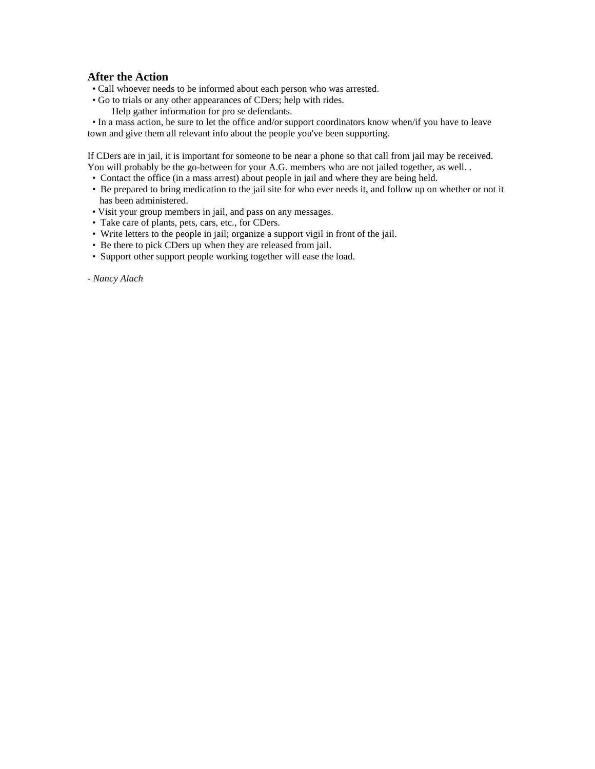### After the Action

- Call whoever needs to be informed about each person who was arrested.
- Go to trials or any other appearances of CDers; help with rides.
  Help gather information for pro se defendants.
- In a mass action, be sure to let the office and/or support coordinators know when/if you have to leave town and give them all relevant info about the people you've been supporting.

If CDers are in jail, it is important for someone to be near a phone so that call from jail may be received. You will probably be the go-between for your A.G. members who are not jailed together, as well. .

- Contact the office (in a mass arrest) about people in jail and where they are being held.
- Be prepared to bring medication to the jail site for who ever needs it, and follow up on whether or not it has been administered.
- Visit your group members in jail, and pass on any messages.
- Take care of plants, pets, cars, etc., for CDers.
- Write letters to the people in jail; organize a support vigil in front of the jail.
- Be there to pick CDers up when they are released from jail.
- Support other support people working together will ease the load.

*- Nancy Alach*